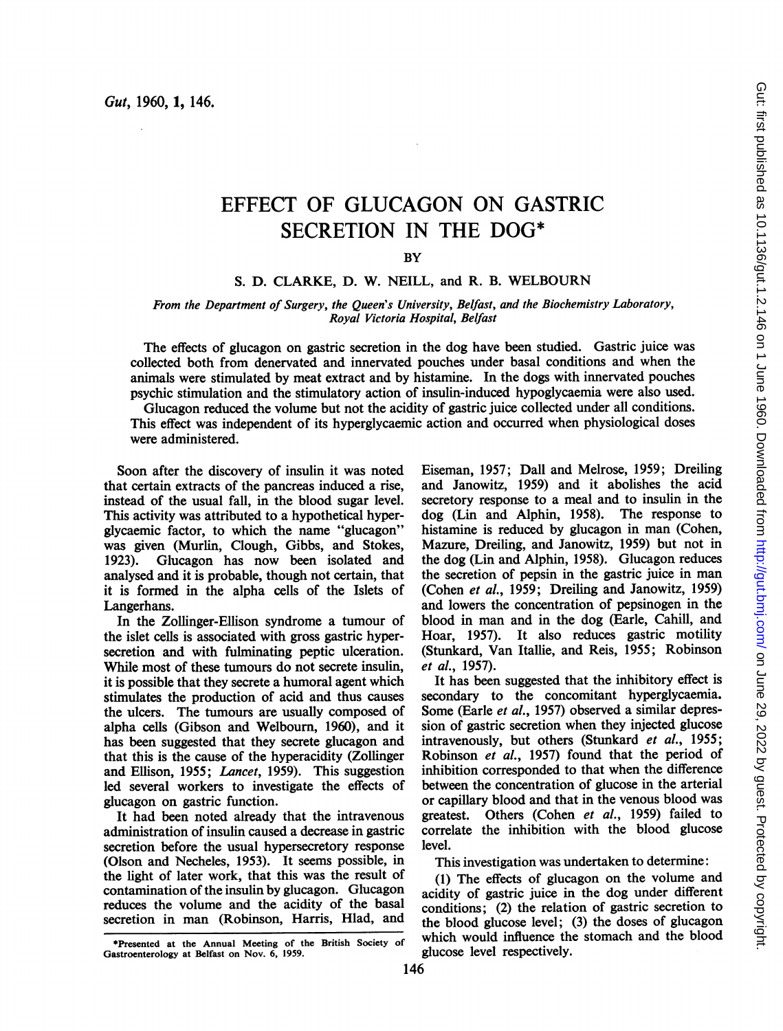# EFFECT OF GLUCAGON ON GASTRIC SECRETION IN THE DOG*

BY

S. D. CLARKE, D. W. NEILL, and R. B. WELBOURN

*From the Department of Surgery, the Queen's University, Belfast, and the Biochemistry Laboratory, Royal Victoria Hospital, Belfast*

The effects of glucagon on gastric secretion in the dog have been studied. Gastric juice was collected both from denervated and innervated pouches under basal conditions and when the animals were stimulated by meat extract and by histamine. In the dogs with innervated pouches psychic stimulation and the stimulatory action of insulin-induced hypoglycaemia were also used.

Glucagon reduced the volume but not the acidity of gastric juice collected under all conditions. This effect was independent of its hyperglycaemic action and occurred when physiological doses were administered.

Soon after the discovery of insulin it was noted that certain extracts of the pancreas induced a rise, instead of the usual fall, in the blood sugar level. This activity was attributed to a hypothetical hyperglycaemic factor, to which the name "glucagon" was given (Murlin, Clough, Gibbs, and Stokes, 1923). Glucagon has now been isolated and analysed and it is probable, though not certain, that it is formed in the alpha cells of the Islets of Langerhans.

In the Zollinger-Ellison syndrome a tumour of the islet cells is associated with gross gastric hypersecretion and with fulminating peptic ulceration. While most of these tumours do not secrete insulin, it is possible that they secrete a humoral agent which stimulates the production of acid and thus causes the ulcers. The tumours are usually composed of alpha cells (Gibson and Welbourn, 1960), and it has been suggested that they secrete glucagon and that this is the cause of the hyperacidity (Zollinger and Ellison, 1955; *Lancet*, 1959). This suggestion led several workers to investigate the effects of glucagon on gastric function.

It had been noted already that the intravenous administration of insulin caused a decrease in gastric secretion before the usual hypersecretory response (Olson and Necheles, 1953). It seems possible, in the light of later work, that this was the result of contamination of the insulin by glucagon. Glucagon reduces the volume and the acidity of the basal secretion in man (Robinson, Harris, Hlad, and Eiseman, 1957; Dall and Melrose, 1959; Dreiling and Janowitz, 1959) and it abolishes the acid secretory response to a meal and to insulin in the dog (Lin and Alphin, 1958). The response to histamine is reduced by glucagon in man (Cohen, Mazure, Dreiling, and Janowitz, 1959) but not in the dog (Lin and Alphin, 1958). Glucagon reduces the secretion of pepsin in the gastric juice in man (Cohen *et al.*, 1959; Dreiling and Janowitz, 1959) and lowers the concentration of pepsinogen in the blood in man and in the dog (Earle, Cahill, and Hoar, 1957). It also reduces gastric motility (Stunkard, Van Itallie, and Reis, 1955; Robinson *et al.*, 1957).

It has been suggested that the inhibitory effect is secondary to the concomitant hyperglycaemia. Some (Earle *et al.*, 1957) observed a similar depression of gastric secretion when they injected glucose intravenously, but others (Stunkard *et al.*, 1955; Robinson *et al.*, 1957) found that the period of inhibition corresponded to that when the difference between the concentration of glucose in the arterial or capillary blood and that in the venous blood was greatest. Others (Cohen *et al.*, 1959) failed to correlate the inhibition with the blood glucose level.

This investigation was undertaken to determine:

(1) The effects of glucagon on the volume and acidity of gastric juice in the dog under different conditions; (2) the relation of gastric secretion to the blood glucose level; (3) the doses of glucagon which would influence the stomach and the blood glucose level respectively.

*Presented at the Annual Meeting of the British Society of Gastroenterology at Belfast on Nov. 6, 1959.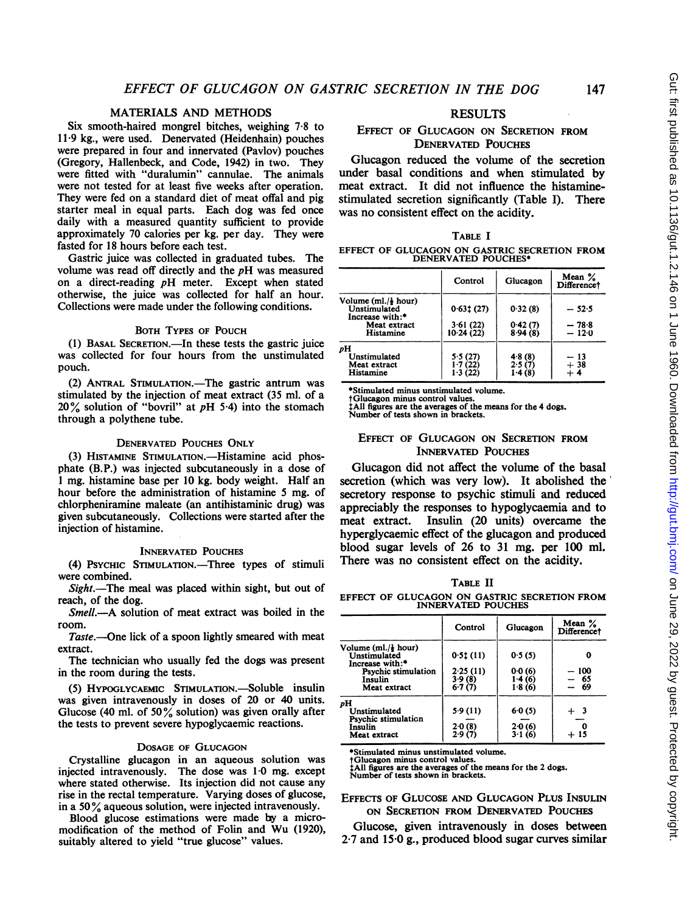## MATERIALS AND METHODS

Six smooth-haired mongrel bitches, weighing 7·8 to 11·9 kg., were used. Denervated (Heidenhain) pouches were prepared in four and innervated (Pavlov) pouches (Gregory, Hallenbeck, and Code, 1942) in two. They were fitted with "duralumin" cannulae. The animals were not tested for at least five weeks after operation. They were fed on a standard diet of meat offal and pig starter meal in equal parts. Each dog was fed once daily with a measured quantity sufficient to provide approximately 70 calories per kg. per day. They were fasted for 18 hours before each test.

Gastric juice was collected in graduated tubes. The volume was read off directly and the *p*H was measured on a direct-reading *p*H meter. Except when stated otherwise, the juice was collected for half an hour. Collections were made under the following conditions.

### BOTH TYPES OF POUCH

(1) BASAL SECRETION.—In these tests the gastric juice was collected for four hours from the unstimulated pouch.

(2) ANTRAL STIMULATION.—The gastric antrum was stimulated by the injection of meat extract (35 ml. of a 20% solution of "bovril" at *p*H 5·4) into the stomach through a polythene tube.

### DENERVATED POUCHES ONLY

(3) HISTAMINE STIMULATION.—Histamine acid phosphate (B.P.) was injected subcutaneously in a dose of 1 mg. histamine base per 10 kg. body weight. Half an hour before the administration of histamine 5 mg. of chlorpheniramine maleate (an antihistaminic drug) was given subcutaneously. Collections were started after the injection of histamine.

### INNERVATED POUCHES

(4) PSYCHIC STIMULATION.—Three types of stimuli were combined.

*Sight*.—The meal was placed within sight, but out of reach, of the dog.

*Smell*.—A solution of meat extract was boiled in the room.

*Taste*.—One lick of a spoon lightly smeared with meat extract.

The technician who usually fed the dogs was present in the room during the tests.

(5) HYPOGLYCAEMIC STIMULATION.—Soluble insulin was given intravenously in doses of 20 or 40 units. Glucose (40 ml. of 50% solution) was given orally after the tests to prevent severe hypoglycaemic reactions.

### DOSAGE OF GLUCAGON

Crystalline glucagon in an aqueous solution was injected intravenously. The dose was 1·0 mg. except where stated otherwise. Its injection did not cause any rise in the rectal temperature. Varying doses of glucose, in a 50% aqueous solution, were injected intravenously.

Blood glucose estimations were made by a micro-modification of the method of Folin and Wu (1920), suitably altered to yield "true glucose" values.

## RESULTS

### EFFECT OF GLUCAGON ON SECRETION FROM DENERVATED POUCHES

Glucagon reduced the volume of the secretion under basal conditions and when stimulated by meat extract. It did not influence the histamine-stimulated secretion significantly (Table I). There was no consistent effect on the acidity.

TABLE I

EFFECT OF GLUCAGON ON GASTRIC SECRETION FROM DENERVATED POUCHES*

| | Control | Glucagon | Mean % Difference† |
|---|---|---|---|
| Volume (ml./½ hour) | | | |
| Unstimulated | 0·63‡ (27) | 0·32 (8) | − 52·5 |
| Increase with:* | | | |
| Meat extract | 3·61 (22) | 0·42 (7) | − 78·8 |
| Histamine | 10·24 (22) | 8·94 (8) | − 12·0 |
| *p*H | | | |
| Unstimulated | 5·5 (27) | 4·8 (8) | − 13 |
| Meat extract | 1·7 (22) | 2·5 (7) | + 38 |
| Histamine | 1·3 (22) | 1·4 (8) | + 4 |

*Stimulated minus unstimulated volume.
†Glucagon minus control values.
‡All figures are the averages of the means for the 4 dogs.
Number of tests shown in brackets.

### EFFECT OF GLUCAGON ON SECRETION FROM INNERVATED POUCHES

Glucagon did not affect the volume of the basal secretion (which was very low). It abolished the secretory response to psychic stimuli and reduced appreciably the responses to hypoglycaemia and to meat extract. Insulin (20 units) overcame the hyperglycaemic effect of the glucagon and produced blood sugar levels of 26 to 31 mg. per 100 ml. There was no consistent effect on the acidity.

TABLE II

EFFECT OF GLUCAGON ON GASTRIC SECRETION FROM INNERVATED POUCHES

| | Control | Glucagon | Mean % Difference† |
|---|---|---|---|
| Volume (ml./½ hour) | | | |
| Unstimulated | 0·5‡ (11) | 0·5 (5) | 0 |
| Increase with:* | | | |
| Psychic stimulation | 2·25 (11) | 0·0 (6) | − 100 |
| Insulin | 3·9 (8) | 1·4 (6) | − 65 |
| Meat extract | 6·7 (7) | 1·8 (6) | − 69 |
| *p*H | | | |
| Unstimulated | 5·9 (11) | 6·0 (5) | + 3 |
| Psychic stimulation | — | — | |
| Insulin | 2·0 (8) | 2·0 (6) | 0 |
| Meat extract | 2·9 (7) | 3·1 (6) | + 15 |

*Stimulated minus unstimulated volume.
†Glucagon minus control values.
‡All figures are the averages of the means for the 2 dogs.
Number of tests shown in brackets.

### EFFECTS OF GLUCOSE AND GLUCAGON PLUS INSULIN ON SECRETION FROM DENERVATED POUCHES

Glucose, given intravenously in doses between 2·7 and 15·0 g., produced blood sugar curves similar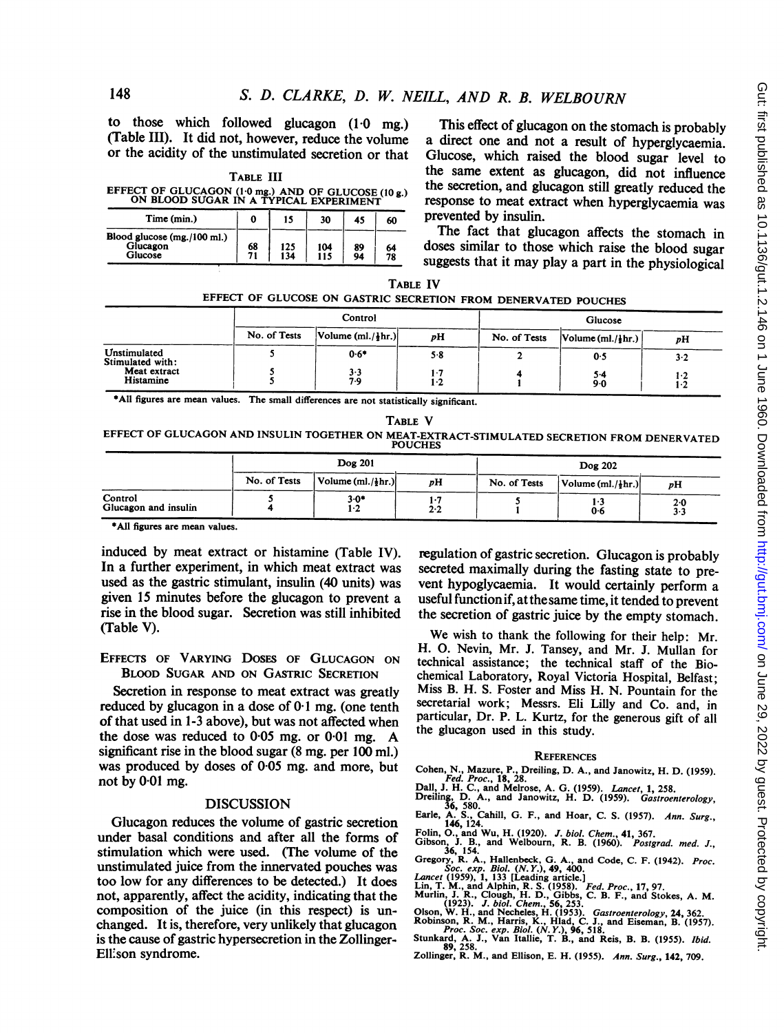to those which followed glucagon (1·0 mg.) (Table III). It did not, however, reduce the volume or the acidity of the unstimulated secretion or that induced by meat extract or histamine (Table IV). In a further experiment, in which meat extract was used as the gastric stimulant, insulin (40 units) was given 15 minutes before the glucagon to prevent a rise in the blood sugar. Secretion was still inhibited (Table V).

TABLE III
EFFECT OF GLUCAGON (1·0 mg.) AND OF GLUCOSE (10 g.) ON BLOOD SUGAR IN A TYPICAL EXPERIMENT

| Time (min.) | 0 | 15 | 30 | 45 | 60 |
|---|---|---|---|---|---|
| Blood glucose (mg./100 ml.) | | | | | |
| Glucagon | 68 | 125 | 104 | 89 | 64 |
| Glucose | 71 | 134 | 115 | 94 | 78 |

TABLE IV
EFFECT OF GLUCOSE ON GASTRIC SECRETION FROM DENERVATED POUCHES

| | Control | | | Glucose | | |
|---|---|---|---|---|---|---|
| | No. of Tests | Volume (ml./½hr.) | pH | No. of Tests | Volume (ml./½hr.) | pH |
| Unstimulated | 5 | 0·6* | 5·8 | 2 | 0·5 | 3·2 |
| Stimulated with: | | | | | | |
| Meat extract | 5 | 3·3 | 1·7 | 4 | 5·4 | 1·2 |
| Histamine | 5 | 7·9 | 1·2 | 1 | 9·0 | 1·2 |

*All figures are mean values. The small differences are not statistically significant.

TABLE V
EFFECT OF GLUCAGON AND INSULIN TOGETHER ON MEAT-EXTRACT-STIMULATED SECRETION FROM DENERVATED POUCHES

| | Dog 201 | | | Dog 202 | | |
|---|---|---|---|---|---|---|
| | No. of Tests | Volume (ml./½hr.) | pH | No. of Tests | Volume (ml./½hr.) | pH |
| Control | 5 | 3·0* | 1·7 | 5 | 1·3 | 2·0 |
| Glucagon and insulin | 4 | 1·2 | 2·2 | 1 | 0·6 | 3·3 |

*All figures are mean values.

## EFFECTS OF VARYING DOSES OF GLUCAGON ON BLOOD SUGAR AND ON GASTRIC SECRETION

Secretion in response to meat extract was greatly reduced by glucagon in a dose of 0·1 mg. (one tenth of that used in 1-3 above), but was not affected when the dose was reduced to 0·05 mg. or 0·01 mg. A significant rise in the blood sugar (8 mg. per 100 ml.) was produced by doses of 0·05 mg. and more, but not by 0·01 mg.

## DISCUSSION

Glucagon reduces the volume of gastric secretion under basal conditions and after all the forms of stimulation which were used. (The volume of the unstimulated juice from the innervated pouches was too low for any differences to be detected.) It does not, apparently, affect the acidity, indicating that the composition of the juice (in this respect) is unchanged. It is, therefore, very unlikely that glucagon is the cause of gastric hypersecretion in the Zollinger-Ellison syndrome.

This effect of glucagon on the stomach is probably a direct one and not a result of hyperglycaemia. Glucose, which raised the blood sugar level to the same extent as glucagon, did not influence the secretion, and glucagon still greatly reduced the response to meat extract when hyperglycaemia was prevented by insulin.

The fact that glucagon affects the stomach in doses similar to those which raise the blood sugar suggests that it may play a part in the physiological regulation of gastric secretion. Glucagon is probably secreted maximally during the fasting state to prevent hypoglycaemia. It would certainly perform a useful function if, at the same time, it tended to prevent the secretion of gastric juice by the empty stomach.

We wish to thank the following for their help: Mr. H. O. Nevin, Mr. J. Tansey, and Mr. J. Mullan for technical assistance; the technical staff of the Biochemical Laboratory, Royal Victoria Hospital, Belfast; Miss B. H. S. Foster and Miss H. N. Pountain for the secretarial work; Messrs. Eli Lilly and Co. and, in particular, Dr. P. L. Kurtz, for the generous gift of all the glucagon used in this study.

## REFERENCES

Cohen, N., Mazure, P., Dreiling, D. A., and Janowitz, H. D. (1959). *Fed. Proc.*, **18**, 28.
Dall, J. H. C., and Melrose, A. G. (1959). *Lancet*, **1**, 258.
Dreiling, D. A., and Janowitz, H. D. (1959). *Gastroenterology*, **36**, 580.
Earle, A. S., Cahill, G. F., and Hoar, C. S. (1957). *Ann. Surg.*, **146**, 124.
Folin, O., and Wu, H. (1920). *J. biol. Chem.*, **41**, 367.
Gibson, J. B., and Welbourn, R. B. (1960). *Postgrad. med. J.*, **36**, 154.
Gregory, R. A., Hallenbeck, G. A., and Code, C. F. (1942). *Proc. Soc. exp. Biol. (N.Y.)*, **49**, 400.
*Lancet* (1959), **1**, 133 [Leading article.]
Lin, T. M., and Alphin, R. S. (1958). *Fed. Proc.*, **17**, 97.
Murlin, J. R., Clough, H. D., Gibbs, C. B. F., and Stokes, A. M. (1923). *J. biol. Chem.*, **56**, 253.
Olson, W. H., and Necheles, H. (1953). *Gastroenterology*, **24**, 362.
Robinson, R. M., Harris, K., Hlad, C. J., and Eiseman, B. (1957). *Proc. Soc. exp. Biol. (N.Y.)*, **96**, 518.
Stunkard, A. J., Van Itallie, T. B., and Reis, B. B. (1955). *Ibid.* **89**, 258.
Zollinger, R. M., and Ellison, E. H. (1955). *Ann. Surg.*, **142**, 709.